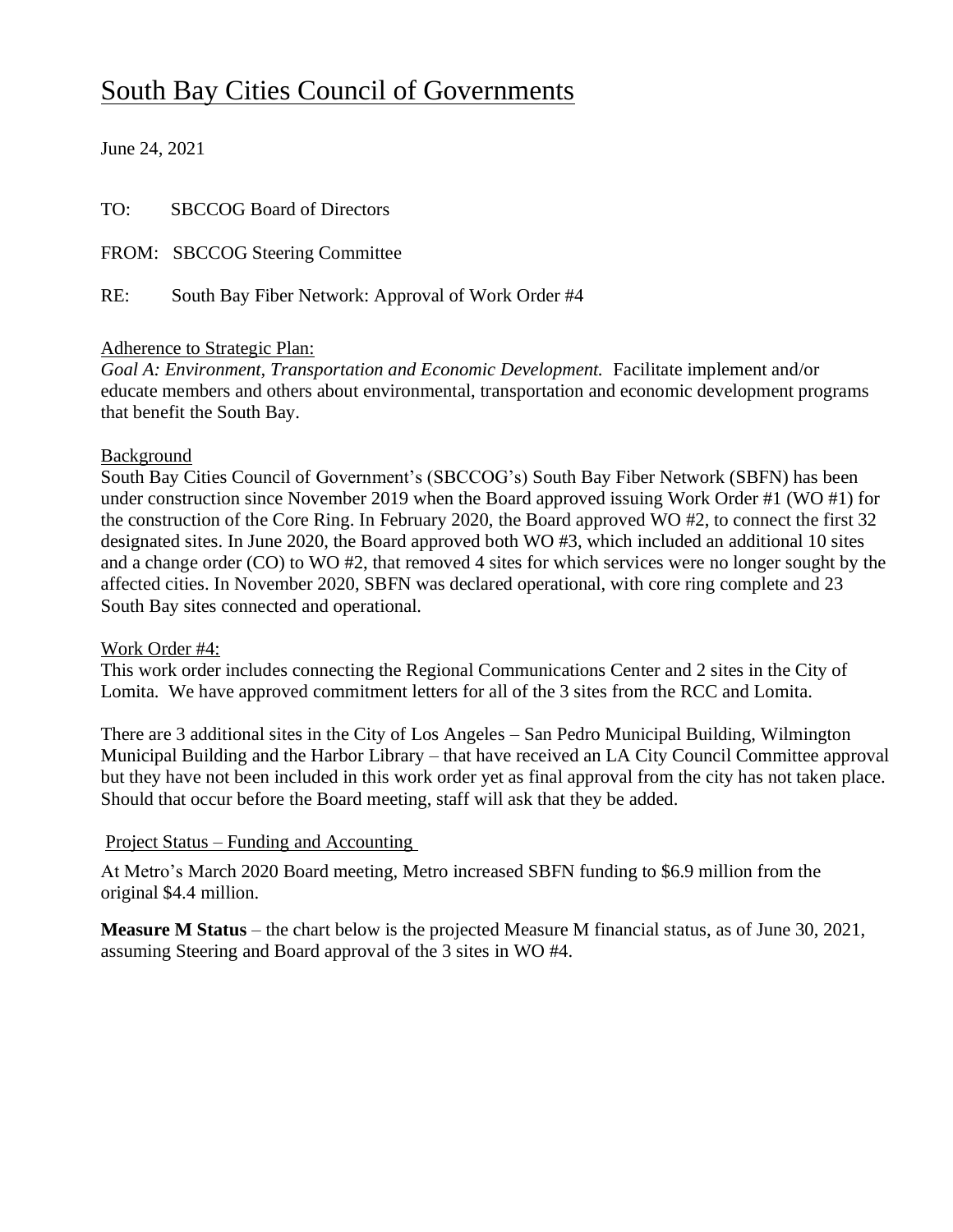# South Bay Cities Council of Governments

June 24, 2021

TO: SBCCOG Board of Directors

FROM: SBCCOG Steering Committee

RE: South Bay Fiber Network: Approval of Work Order #4

## Adherence to Strategic Plan:

*Goal A: Environment, Transportation and Economic Development.* Facilitate implement and/or educate members and others about environmental, transportation and economic development programs that benefit the South Bay.

## Background

South Bay Cities Council of Government's (SBCCOG's) South Bay Fiber Network (SBFN) has been under construction since November 2019 when the Board approved issuing Work Order #1 (WO #1) for the construction of the Core Ring. In February 2020, the Board approved WO #2, to connect the first 32 designated sites. In June 2020, the Board approved both WO #3, which included an additional 10 sites and a change order (CO) to WO #2, that removed 4 sites for which services were no longer sought by the affected cities. In November 2020, SBFN was declared operational, with core ring complete and 23 South Bay sites connected and operational.

## Work Order #4:

This work order includes connecting the Regional Communications Center and 2 sites in the City of Lomita. We have approved commitment letters for all of the 3 sites from the RCC and Lomita.

There are 3 additional sites in the City of Los Angeles – San Pedro Municipal Building, Wilmington Municipal Building and the Harbor Library – that have received an LA City Council Committee approval but they have not been included in this work order yet as final approval from the city has not taken place. Should that occur before the Board meeting, staff will ask that they be added.

## Project Status – Funding and Accounting

At Metro's March 2020 Board meeting, Metro increased SBFN funding to $6.9 million from the original $4.4 million.

**Measure M Status** – the chart below is the projected Measure M financial status, as of June 30, 2021, assuming Steering and Board approval of the 3 sites in WO #4.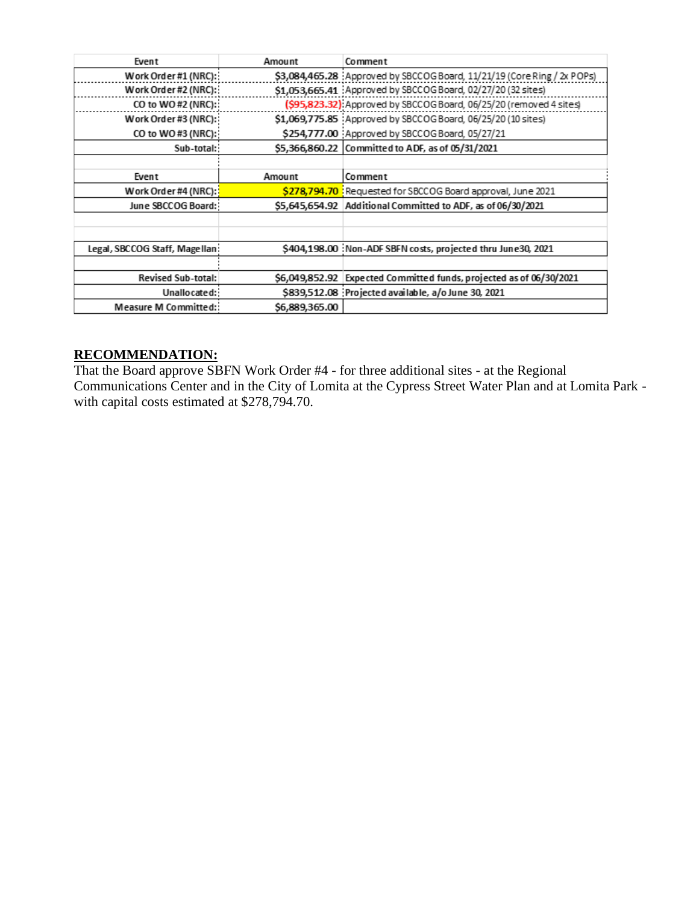| Event | Amount | Comment |
|---|---|---|
| Work Order #1 (NRC): | $3,084,465.28 | Approved by SBCCOG Board, 11/21/19 (Core Ring / 2x POPs) |
| Work Order #2 (NRC): | $1,053,665.41 | Approved by SBCCOG Board, 02/27/20 (32 sites) |
| CO to WO #2 (NRC): | ($95,823.32) | Approved by SBCCOG Board, 06/25/20 (removed 4 sites) |
| Work Order #3 (NRC): | $1,069,775.85 | Approved by SBCCOG Board, 06/25/20 (10 sites) |
| CO to WO #3 (NRC): | $254,777.00 | Approved by SBCCOG Board, 05/27/21 |
| Sub-total: | $5,366,860.22 | Committed to ADF, as of 05/31/2021 |
| | | |
| Event | Amount | Comment |
| Work Order #4 (NRC): | $278,794.70 | Requested for SBCCOG Board approval, June 2021 |
| June SBCCOG Board: | $5,645,654.92 | Additional Committed to ADF, as of 06/30/2021 |
| | | |
| | | |
| Legal, SBCCOG Staff, Magellan: | $404,198.00 | Non-ADF SBFN costs, projected thru June 30, 2021 |
| | | |
| Revised Sub-total: | $6,049,852.92 | Expected Committed funds, projected as of 06/30/2021 |
| Unallocated: | $839,512.08 | Projected available, a/o June 30, 2021 |
| Measure M Committed: | $6,889,365.00 | |

**RECOMMENDATION:**

That the Board approve SBFN Work Order #4 - for three additional sites - at the Regional Communications Center and in the City of Lomita at the Cypress Street Water Plan and at Lomita Park - with capital costs estimated at $278,794.70.